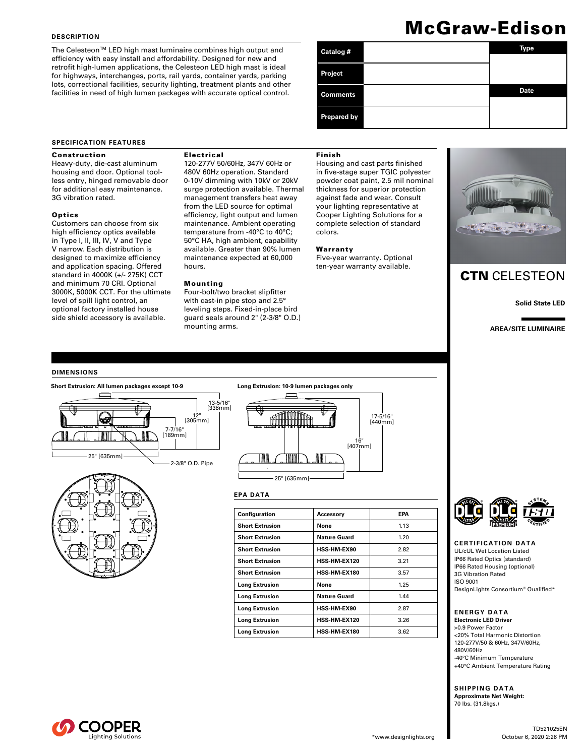# McGraw-Edison

## DESCRIPTION

The Celesteon™ LED high mast luminaire combines high output and efficiency with easy install and affordability. Designed for new and retrofit high-lumen applications, the Celesteon LED high mast is ideal for highways, interchanges, ports, rail yards, container yards, parking lots, correctional facilities, security lighting, treatment plants and other facilities in need of high lumen packages with accurate optical control.

| Catalog # | | Type |
|---|---|---|
| Project | | |
| Comments | | Date |
| Prepared by | | |

## SPECIFICATION FEATURES

### Construction

Heavy-duty, die-cast aluminum housing and door. Optional tool-less entry, hinged removable door for additional easy maintenance. 3G vibration rated.

### Optics

Customers can choose from six high efficiency optics available in Type I, II, III, IV, V and Type V narrow. Each distribution is designed to maximize efficiency and application spacing. Offered standard in 4000K (+/- 275K) CCT and minimum 70 CRI. Optional 3000K, 5000K CCT. For the ultimate level of spill light control, an optional factory installed house side shield accessory is available.

### Electrical

120-277V 50/60Hz, 347V 60Hz or 480V 60Hz operation. Standard 0-10V dimming with 10kV or 20kV surge protection available. Thermal management transfers heat away from the LED source for optimal efficiency, light output and lumen maintenance. Ambient operating temperature from -40°C to 40°C; 50°C HA, high ambient, capability available. Greater than 90% lumen maintenance expected at 60,000 hours.

### Mounting

Four-bolt/two bracket slipfitter with cast-in pipe stop and 2.5° leveling steps. Fixed-in-place bird guard seals around 2" (2-3/8" O.D.) mounting arms.

### Finish

Housing and cast parts finished in five-stage super TGIC polyester powder coat paint, 2.5 mil nominal thickness for superior protection against fade and wear. Consult your lighting representative at Cooper Lighting Solutions for a complete selection of standard colors.

### Warranty

Five-year warranty. Optional ten-year warranty available.

**CTN** CELESTEON

**Solid State LED**

**AREA/SITE LUMINAIRE**

## DIMENSIONS

**Short Extrusion: All lumen packages except 10-9**

13-5/16" [338mm]
12" [305mm]
7-7/16" [189mm]
25" [635mm]
2-3/8" O.D. Pipe

**Long Extrusion: 10-9 lumen packages only**

17-5/16" [440mm]
16" [407mm]
25" [635mm]

## EPA DATA

| Configuration | Accessory | EPA |
|---|---|---|
| Short Extrusion | None | 1.13 |
| Short Extrusion | Nature Guard | 1.20 |
| Short Extrusion | HSS-HM-EX90 | 2.82 |
| Short Extrusion | HSS-HM-EX120 | 3.21 |
| Short Extrusion | HSS-HM-EX180 | 3.57 |
| Long Extrusion | None | 1.25 |
| Long Extrusion | Nature Guard | 1.44 |
| Long Extrusion | HSS-HM-EX90 | 2.87 |
| Long Extrusion | HSS-HM-EX120 | 3.26 |
| Long Extrusion | HSS-HM-EX180 | 3.62 |

## CERTIFICATION DATA

UL/cUL Wet Location Listed
IP66 Rated Optics (standard)
IP66 Rated Housing (optional)
3G Vibration Rated
ISO 9001
DesignLights Consortium® Qualified*

## ENERGY DATA

**Electronic LED Driver**
>0.9 Power Factor
<20% Total Harmonic Distortion
120-277V/50 & 60Hz, 347V/60Hz, 480V/60Hz
-40°C Minimum Temperature
+40°C Ambient Temperature Rating

## SHIPPING DATA

**Approximate Net Weight:**
70 lbs. (31.8kgs.)

*www.designlights.org

TD521025EN
October 6, 2020 2:26 PM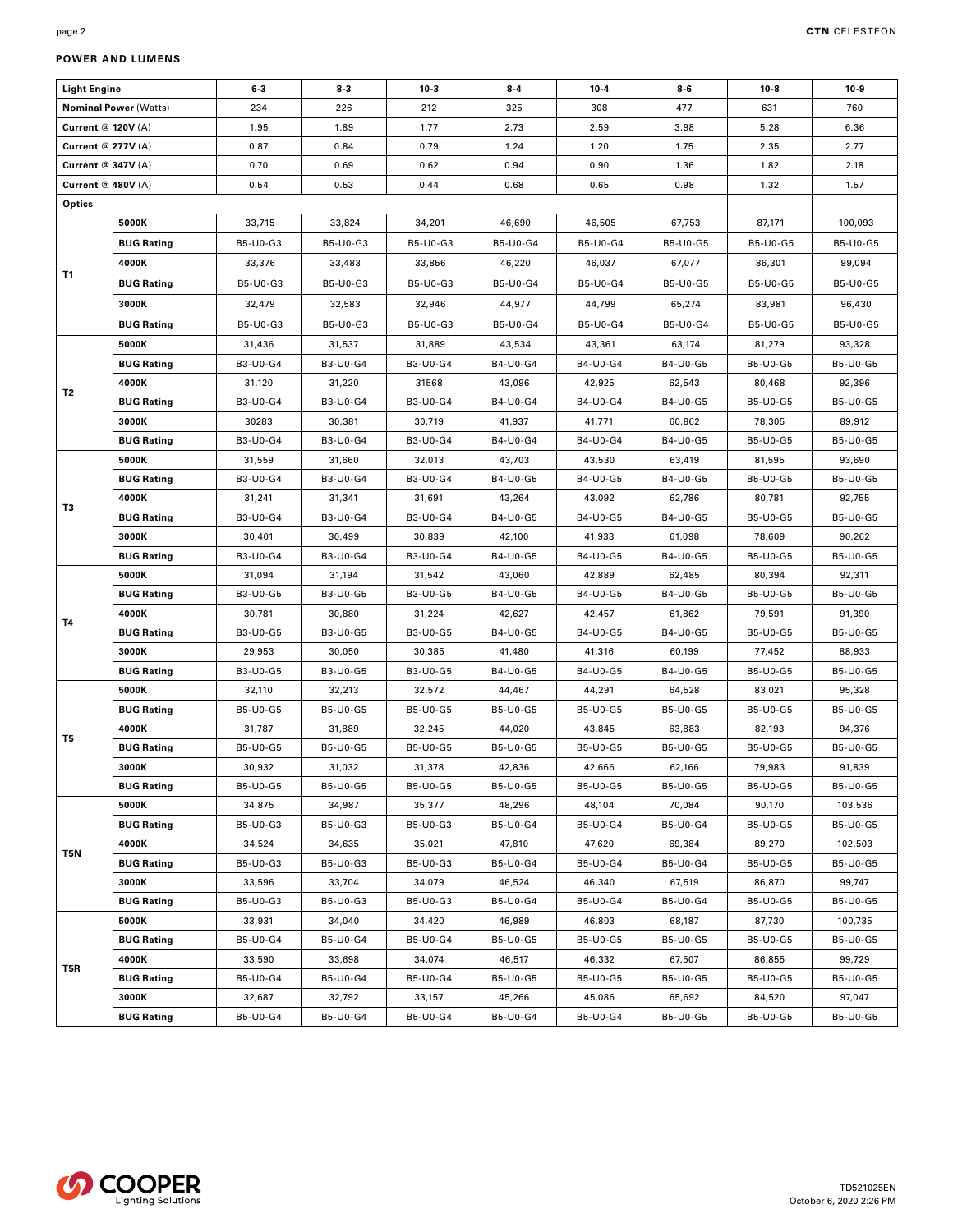## POWER AND LUMENS

| Light Engine | | 6-3 | 8-3 | 10-3 | 8-4 | 10-4 | 8-6 | 10-8 | 10-9 |
|---|---|---|---|---|---|---|---|---|---|
| **Nominal Power** (Watts) | | 234 | 226 | 212 | 325 | 308 | 477 | 631 | 760 |
| **Current @ 120V** (A) | | 1.95 | 1.89 | 1.77 | 2.73 | 2.59 | 3.98 | 5.28 | 6.36 |
| **Current @ 277V** (A) | | 0.87 | 0.84 | 0.79 | 1.24 | 1.20 | 1.75 | 2.35 | 2.77 |
| **Current @ 347V** (A) | | 0.70 | 0.69 | 0.62 | 0.94 | 0.90 | 1.36 | 1.82 | 2.18 |
| **Current @ 480V** (A) | | 0.54 | 0.53 | 0.44 | 0.68 | 0.65 | 0.98 | 1.32 | 1.57 |
| **Optics** | | | | | | | | | |
| T1 | **5000K** | 33,715 | 33,824 | 34,201 | 46,690 | 46,505 | 67,753 | 87,171 | 100,093 |
| | **BUG Rating** | B5-U0-G3 | B5-U0-G3 | B5-U0-G3 | B5-U0-G4 | B5-U0-G4 | B5-U0-G5 | B5-U0-G5 | B5-U0-G5 |
| | **4000K** | 33,376 | 33,483 | 33,856 | 46,220 | 46,037 | 67,077 | 86,301 | 99,094 |
| | **BUG Rating** | B5-U0-G3 | B5-U0-G3 | B5-U0-G3 | B5-U0-G4 | B5-U0-G4 | B5-U0-G5 | B5-U0-G5 | B5-U0-G5 |
| | **3000K** | 32,479 | 32,583 | 32,946 | 44,977 | 44,799 | 65,274 | 83,981 | 96,430 |
| | **BUG Rating** | B5-U0-G3 | B5-U0-G3 | B5-U0-G3 | B5-U0-G4 | B5-U0-G4 | B5-U0-G4 | B5-U0-G5 | B5-U0-G5 |
| T2 | **5000K** | 31,436 | 31,537 | 31,889 | 43,534 | 43,361 | 63,174 | 81,279 | 93,328 |
| | **BUG Rating** | B3-U0-G4 | B3-U0-G4 | B3-U0-G4 | B4-U0-G4 | B4-U0-G4 | B4-U0-G5 | B5-U0-G5 | B5-U0-G5 |
| | **4000K** | 31,120 | 31,220 | 31568 | 43,096 | 42,925 | 62,543 | 80,468 | 92,396 |
| | **BUG Rating** | B3-U0-G4 | B3-U0-G4 | B3-U0-G4 | B4-U0-G4 | B4-U0-G4 | B4-U0-G5 | B5-U0-G5 | B5-U0-G5 |
| | **3000K** | 30283 | 30,381 | 30,719 | 41,937 | 41,771 | 60,862 | 78,305 | 89,912 |
| | **BUG Rating** | B3-U0-G4 | B3-U0-G4 | B3-U0-G4 | B4-U0-G4 | B4-U0-G4 | B4-U0-G5 | B5-U0-G5 | B5-U0-G5 |
| T3 | **5000K** | 31,559 | 31,660 | 32,013 | 43,703 | 43,530 | 63,419 | 81,595 | 93,690 |
| | **BUG Rating** | B3-U0-G4 | B3-U0-G4 | B3-U0-G4 | B4-U0-G5 | B4-U0-G5 | B4-U0-G5 | B5-U0-G5 | B5-U0-G5 |
| | **4000K** | 31,241 | 31,341 | 31,691 | 43,264 | 43,092 | 62,786 | 80,781 | 92,755 |
| | **BUG Rating** | B3-U0-G4 | B3-U0-G4 | B3-U0-G4 | B4-U0-G5 | B4-U0-G5 | B4-U0-G5 | B5-U0-G5 | B5-U0-G5 |
| | **3000K** | 30,401 | 30,499 | 30,839 | 42,100 | 41,933 | 61,098 | 78,609 | 90,262 |
| | **BUG Rating** | B3-U0-G4 | B3-U0-G4 | B3-U0-G4 | B4-U0-G5 | B4-U0-G5 | B4-U0-G5 | B5-U0-G5 | B5-U0-G5 |
| T4 | **5000K** | 31,094 | 31,194 | 31,542 | 43,060 | 42,889 | 62,485 | 80,394 | 92,311 |
| | **BUG Rating** | B3-U0-G5 | B3-U0-G5 | B3-U0-G5 | B4-U0-G5 | B4-U0-G5 | B4-U0-G5 | B5-U0-G5 | B5-U0-G5 |
| | **4000K** | 30,781 | 30,880 | 31,224 | 42,627 | 42,457 | 61,862 | 79,591 | 91,390 |
| | **BUG Rating** | B3-U0-G5 | B3-U0-G5 | B3-U0-G5 | B4-U0-G5 | B4-U0-G5 | B4-U0-G5 | B5-U0-G5 | B5-U0-G5 |
| | **3000K** | 29,953 | 30,050 | 30,385 | 41,480 | 41,316 | 60,199 | 77,452 | 88,933 |
| | **BUG Rating** | B3-U0-G5 | B3-U0-G5 | B3-U0-G5 | B4-U0-G5 | B4-U0-G5 | B4-U0-G5 | B5-U0-G5 | B5-U0-G5 |
| T5 | **5000K** | 32,110 | 32,213 | 32,572 | 44,467 | 44,291 | 64,528 | 83,021 | 95,328 |
| | **BUG Rating** | B5-U0-G5 | B5-U0-G5 | B5-U0-G5 | B5-U0-G5 | B5-U0-G5 | B5-U0-G5 | B5-U0-G5 | B5-U0-G5 |
| | **4000K** | 31,787 | 31,889 | 32,245 | 44,020 | 43,845 | 63,883 | 82,193 | 94,376 |
| | **BUG Rating** | B5-U0-G5 | B5-U0-G5 | B5-U0-G5 | B5-U0-G5 | B5-U0-G5 | B5-U0-G5 | B5-U0-G5 | B5-U0-G5 |
| | **3000K** | 30,932 | 31,032 | 31,378 | 42,836 | 42,666 | 62,166 | 79,983 | 91,839 |
| | **BUG Rating** | B5-U0-G5 | B5-U0-G5 | B5-U0-G5 | B5-U0-G5 | B5-U0-G5 | B5-U0-G5 | B5-U0-G5 | B5-U0-G5 |
| T5N | **5000K** | 34,875 | 34,987 | 35,377 | 48,296 | 48,104 | 70,084 | 90,170 | 103,536 |
| | **BUG Rating** | B5-U0-G3 | B5-U0-G3 | B5-U0-G3 | B5-U0-G4 | B5-U0-G4 | B5-U0-G4 | B5-U0-G5 | B5-U0-G5 |
| | **4000K** | 34,524 | 34,635 | 35,021 | 47,810 | 47,620 | 69,384 | 89,270 | 102,503 |
| | **BUG Rating** | B5-U0-G3 | B5-U0-G3 | B5-U0-G3 | B5-U0-G4 | B5-U0-G4 | B5-U0-G4 | B5-U0-G5 | B5-U0-G5 |
| | **3000K** | 33,596 | 33,704 | 34,079 | 46,524 | 46,340 | 67,519 | 86,870 | 99,747 |
| | **BUG Rating** | B5-U0-G3 | B5-U0-G3 | B5-U0-G3 | B5-U0-G4 | B5-U0-G4 | B5-U0-G4 | B5-U0-G5 | B5-U0-G5 |
| T5R | **5000K** | 33,931 | 34,040 | 34,420 | 46,989 | 46,803 | 68,187 | 87,730 | 100,735 |
| | **BUG Rating** | B5-U0-G4 | B5-U0-G4 | B5-U0-G4 | B5-U0-G5 | B5-U0-G5 | B5-U0-G5 | B5-U0-G5 | B5-U0-G5 |
| | **4000K** | 33,590 | 33,698 | 34,074 | 46,517 | 46,332 | 67,507 | 86,855 | 99,729 |
| | **BUG Rating** | B5-U0-G4 | B5-U0-G4 | B5-U0-G4 | B5-U0-G5 | B5-U0-G5 | B5-U0-G5 | B5-U0-G5 | B5-U0-G5 |
| | **3000K** | 32,687 | 32,792 | 33,157 | 45,266 | 45,086 | 65,692 | 84,520 | 97,047 |
| | **BUG Rating** | B5-U0-G4 | B5-U0-G4 | B5-U0-G4 | B5-U0-G4 | B5-U0-G4 | B5-U0-G5 | B5-U0-G5 | B5-U0-G5 |

TD521025EN
October 6, 2020 2:26 PM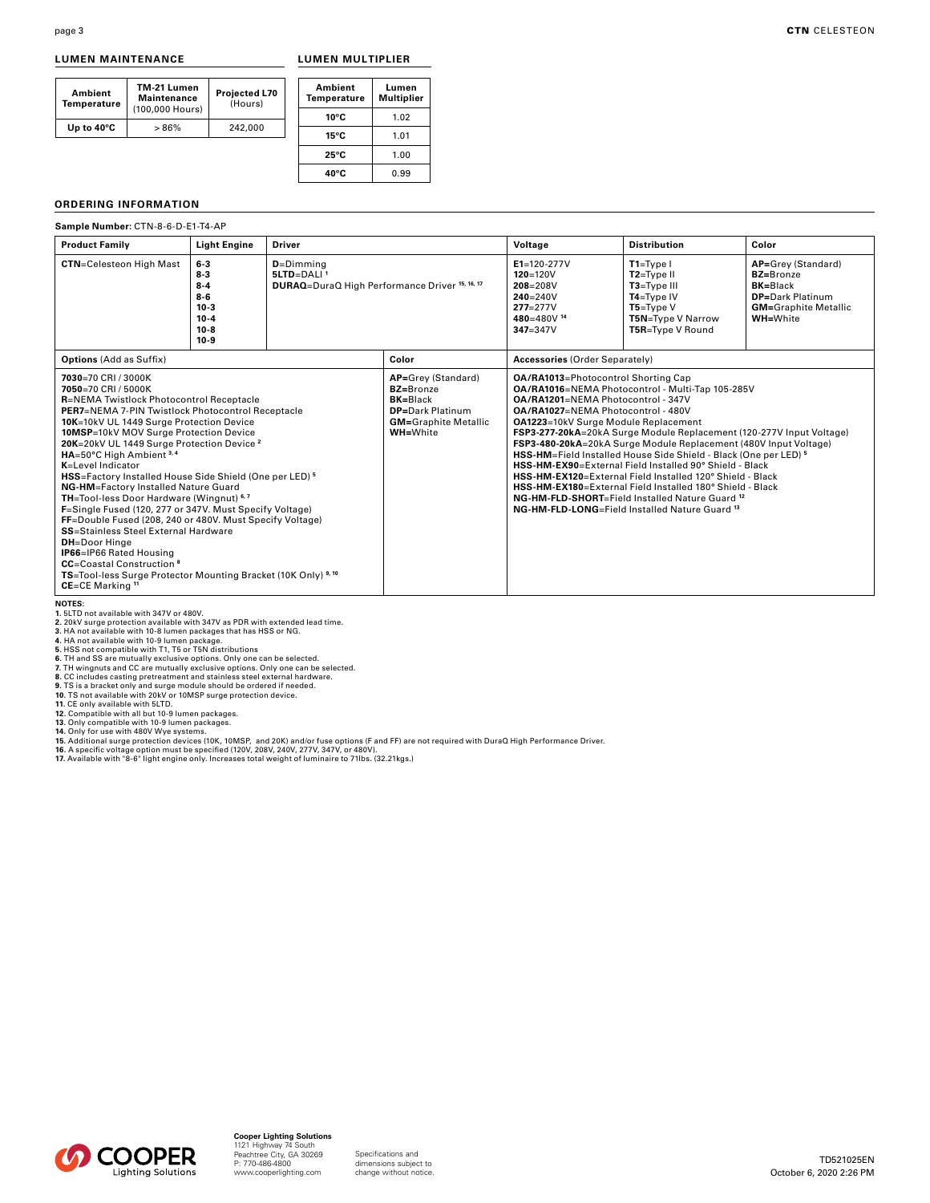## LUMEN MAINTENANCE

| Ambient Temperature | TM-21 Lumen Maintenance (100,000 Hours) | Projected L70 (Hours) |
|---|---|---|
| Up to 40°C | > 86% | 242,000 |

## LUMEN MULTIPLIER

| Ambient Temperature | Lumen Multiplier |
|---|---|
| 10°C | 1.02 |
| 15°C | 1.01 |
| 25°C | 1.00 |
| 40°C | 0.99 |

## ORDERING INFORMATION

**Sample Number:** CTN-8-6-D-E1-T4-AP

| Product Family | Light Engine | Driver | Voltage | Distribution | Color |
|---|---|---|---|---|---|
| **CTN**=Celesteon High Mast | **6-3**<br>**8-3**<br>**8-4**<br>**8-6**<br>**10-3**<br>**10-4**<br>**10-8**<br>**10-9** | **D**=Dimming<br>**5LTD**=DALI [1]<br>**DURAQ**=DuraQ High Performance Driver [15, 16, 17] | **E1**=120-277V<br>**120**=120V<br>**208**=208V<br>**240**=240V<br>**277**=277V<br>**480**=480V [14]<br>**347**=347V | **T1**=Type I<br>**T2**=Type II<br>**T3**=Type III<br>**T4**=Type IV<br>**T5**=Type V<br>**T5N**=Type V Narrow<br>**T5R**=Type V Round | **AP**=Grey (Standard)<br>**BZ**=Bronze<br>**BK**=Black<br>**DP**=Dark Platinum<br>**GM**=Graphite Metallic<br>**WH**=White |

| Options (Add as Suffix) | Color | Accessories (Order Separately) |
|---|---|---|
| **7030**=70 CRI / 3000K<br>**7050**=70 CRI / 5000K<br>**R**=NEMA Twistlock Photocontrol Receptacle<br>**PER7**=NEMA 7-PIN Twistlock Photocontrol Receptacle<br>**10K**=10kV UL 1449 Surge Protection Device<br>**10MSP**=10kV MOV Surge Protection Device<br>**20K**=20kV UL 1449 Surge Protection Device [2]<br>**HA**=50°C High Ambient [3, 4]<br>**K**=Level Indicator<br>**HSS**=Factory Installed House Side Shield (One per LED) [5]<br>**NG-HM**=Factory Installed Nature Guard<br>**TH**=Tool-less Door Hardware (Wingnut) [6, 7]<br>**F**=Single Fused (120, 277 or 347V. Must Specify Voltage)<br>**FF**=Double Fused (208, 240 or 480V. Must Specify Voltage)<br>**SS**=Stainless Steel External Hardware<br>**DH**=Door Hinge<br>**IP66**=IP66 Rated Housing<br>**CC**=Coastal Construction [8]<br>**TS**=Tool-less Surge Protector Mounting Bracket (10K Only) [9, 10]<br>**CE**=CE Marking [11] | **AP**=Grey (Standard)<br>**BZ**=Bronze<br>**BK**=Black<br>**DP**=Dark Platinum<br>**GM**=Graphite Metallic<br>**WH**=White | **OA/RA1013**=Photocontrol Shorting Cap<br>**OA/RA1016**=NEMA Photocontrol - Multi-Tap 105-285V<br>**OA/RA1201**=NEMA Photocontrol - 347V<br>**OA/RA1027**=NEMA Photocontrol - 480V<br>**OA1223**=10kV Surge Module Replacement<br>**FSP3-277-20kA**=20kA Surge Module Replacement (120-277V Input Voltage)<br>**FSP3-480-20kA**=20kA Surge Module Replacement (480V Input Voltage)<br>**HSS-HM**=Field Installed House Side Shield - Black (One per LED) [5]<br>**HSS-HM-EX90**=External Field Installed 90° Shield - Black<br>**HSS-HM-EX120**=External Field Installed 120° Shield - Black<br>**HSS-HM-EX180**=External Field Installed 180° Shield - Black<br>**NG-HM-FLD-SHORT**=Field Installed Nature Guard [12]<br>**NG-HM-FLD-LONG**=Field Installed Nature Guard [13] |

**NOTES:**

1. 5LTD not available with 347V or 480V.
2. 20kV surge protection available with 347V as PDR with extended lead time.
3. HA not available with 10-8 lumen packages that has HSS or NG.
4. HA not available with 10-9 lumen package.
5. HSS not compatible with T1, T5 or T5N distributions
6. TH and SS are mutually exclusive options. Only one can be selected.
7. TH wingnuts and CC are mutually exclusive options. Only one can be selected.
8. CC includes casting pretreatment and stainless steel external hardware.
9. TS is a bracket only and surge module should be ordered if needed.
10. TS not available with 20kV or 10MSP surge protection device.
11. CE only available with 5LTD.
12. Compatible with all but 10-9 lumen packages.
13. Only compatible with 10-9 lumen packages.
14. Only for use with 480V Wye systems.
15. Additional surge protection devices (10K, 10MSP, and 20K) and/or fuse options (F and FF) are not required with DuraQ High Performance Driver.
16. A specific voltage option must be specified (120V, 208V, 240V, 277V, 347V, or 480V).
17. Available with "8-6" light engine only. Increases total weight of luminaire to 71lbs. (32.21kgs.)

**Cooper Lighting Solutions**
1121 Highway 74 South
Peachtree City, GA 30269
P: 770-486-4800
www.cooperlighting.com

Specifications and dimensions subject to change without notice.

TD521025EN
October 6, 2020 2:26 PM